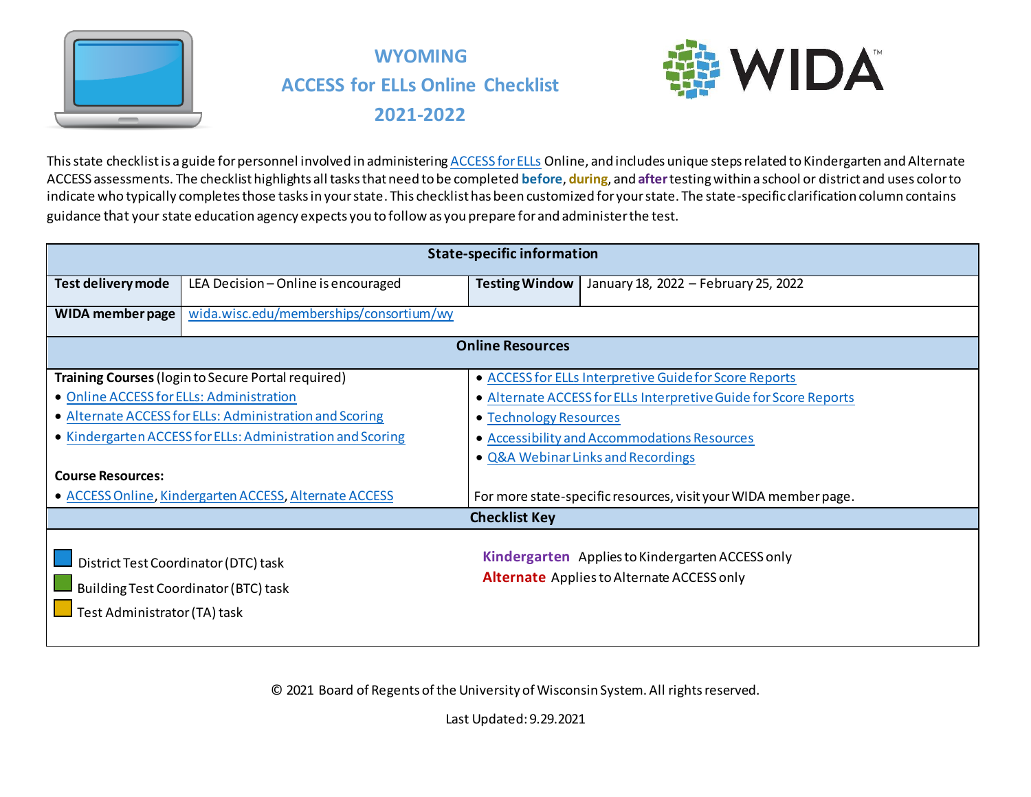# WYOMING
# ACCESS for ELLs Online Checklist
# 2021-2022

This state checklist is a guide for personnel involved in administering ACCESS for ELLs Online, and includes unique steps related to Kindergarten and Alternate ACCESS assessments. The checklist highlights all tasks that need to be completed **before**, **during**, and **after** testing within a school or district and uses color to indicate who typically completes those tasks in your state. This checklist has been customized for your state. The state-specific clarification column contains guidance that your state education agency expects you to follow as you prepare for and administer the test.

| State-specific information | | | |
|---|---|---|---|
| **Test delivery mode** | LEA Decision – Online is encouraged | **Testing Window** | January 18, 2022 – February 25, 2022 |
| **WIDA member page** | wida.wisc.edu/memberships/consortium/wy | | |

| Online Resources | |
|---|---|
| **Training Courses** (login to Secure Portal required)<br>• Online ACCESS for ELLs: Administration<br>• Alternate ACCESS for ELLs: Administration and Scoring<br>• Kindergarten ACCESS for ELLs: Administration and Scoring<br><br>**Course Resources:**<br>• ACCESS Online, Kindergarten ACCESS, Alternate ACCESS | • ACCESS for ELLs Interpretive Guide for Score Reports<br>• Alternate ACCESS for ELLs Interpretive Guide for Score Reports<br>• Technology Resources<br>• Accessibility and Accommodations Resources<br>• Q&A Webinar Links and Recordings<br><br>For more state-specific resources, visit your WIDA member page. |

| Checklist Key | |
|---|---|
| District Test Coordinator (DTC) task<br>Building Test Coordinator (BTC) task<br>Test Administrator (TA) task | **Kindergarten** Applies to Kindergarten ACCESS only<br>**Alternate** Applies to Alternate ACCESS only |

© 2021 Board of Regents of the University of Wisconsin System. All rights reserved.

Last Updated: 9.29.2021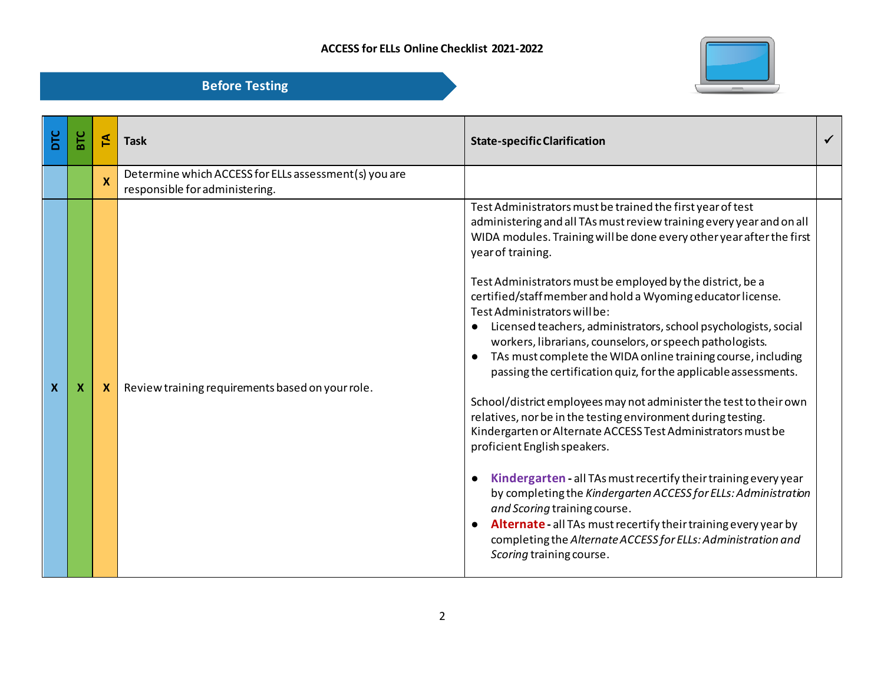ACCESS for ELLs Online Checklist 2021-2022

## Before Testing

| DTC | BTC | TA | Task | State-specific Clarification | ✓ |
|---|---|---|---|---|---|
| | | X | Determine which ACCESS for ELLs assessment(s) you are responsible for administering. | | |
| X | X | X | Review training requirements based on your role. | Test Administrators must be trained the first year of test administering and all TAs must review training every year and on all WIDA modules. Training will be done every other year after the first year of training.<br><br>Test Administrators must be employed by the district, be a certified/staff member and hold a Wyoming educator license. Test Administrators will be:<br>● Licensed teachers, administrators, school psychologists, social workers, librarians, counselors, or speech pathologists.<br>● TAs must complete the WIDA online training course, including passing the certification quiz, for the applicable assessments.<br><br>School/district employees may not administer the test to their own relatives, nor be in the testing environment during testing. Kindergarten or Alternate ACCESS Test Administrators must be proficient English speakers.<br><br>● **Kindergarten** - all TAs must recertify their training every year by completing the *Kindergarten ACCESS for ELLs: Administration and Scoring* training course.<br>● **Alternate** - all TAs must recertify their training every year by completing the *Alternate ACCESS for ELLs: Administration and Scoring* training course. | |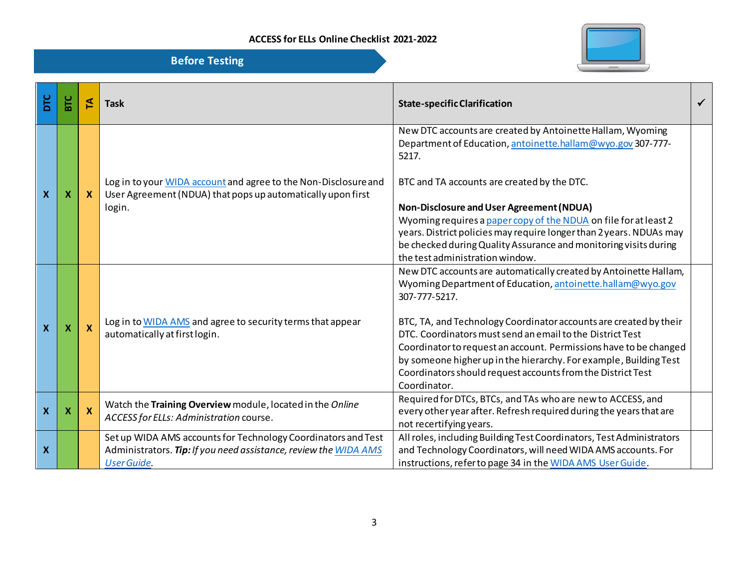ACCESS for ELLs Online Checklist 2021-2022

## Before Testing

| DTC | BTC | TA | Task | State-specific Clarification | ✓ |
|---|---|---|---|---|---|
| X | X | X | Log in to your WIDA account and agree to the Non-Disclosure and User Agreement (NDUA) that pops up automatically upon first login. | New DTC accounts are created by Antoinette Hallam, Wyoming Department of Education, antoinette.hallam@wyo.gov 307-777-5217.<br><br>BTC and TA accounts are created by the DTC.<br><br>**Non-Disclosure and User Agreement (NDUA)**<br>Wyoming requires a paper copy of the NDUA on file for at least 2 years. District policies may require longer than 2 years. NDUAs may be checked during Quality Assurance and monitoring visits during the test administration window. | |
| X | X | X | Log in to WIDA AMS and agree to security terms that appear automatically at first login. | New DTC accounts are automatically created by Antoinette Hallam, Wyoming Department of Education, antoinette.hallam@wyo.gov 307-777-5217.<br><br>BTC, TA, and Technology Coordinator accounts are created by their DTC. Coordinators must send an email to the District Test Coordinator to request an account. Permissions have to be changed by someone higher up in the hierarchy. For example, Building Test Coordinators should request accounts from the District Test Coordinator. | |
| X | X | X | Watch the **Training Overview** module, located in the *Online ACCESS for ELLs: Administration* course. | Required for DTCs, BTCs, and TAs who are new to ACCESS, and every other year after. Refresh required during the years that are not recertifying years. | |
| X | | | Set up WIDA AMS accounts for Technology Coordinators and Test Administrators. ***Tip:*** *If you need assistance, review the WIDA AMS User Guide.* | All roles, including Building Test Coordinators, Test Administrators and Technology Coordinators, will need WIDA AMS accounts. For instructions, refer to page 34 in the WIDA AMS User Guide. | |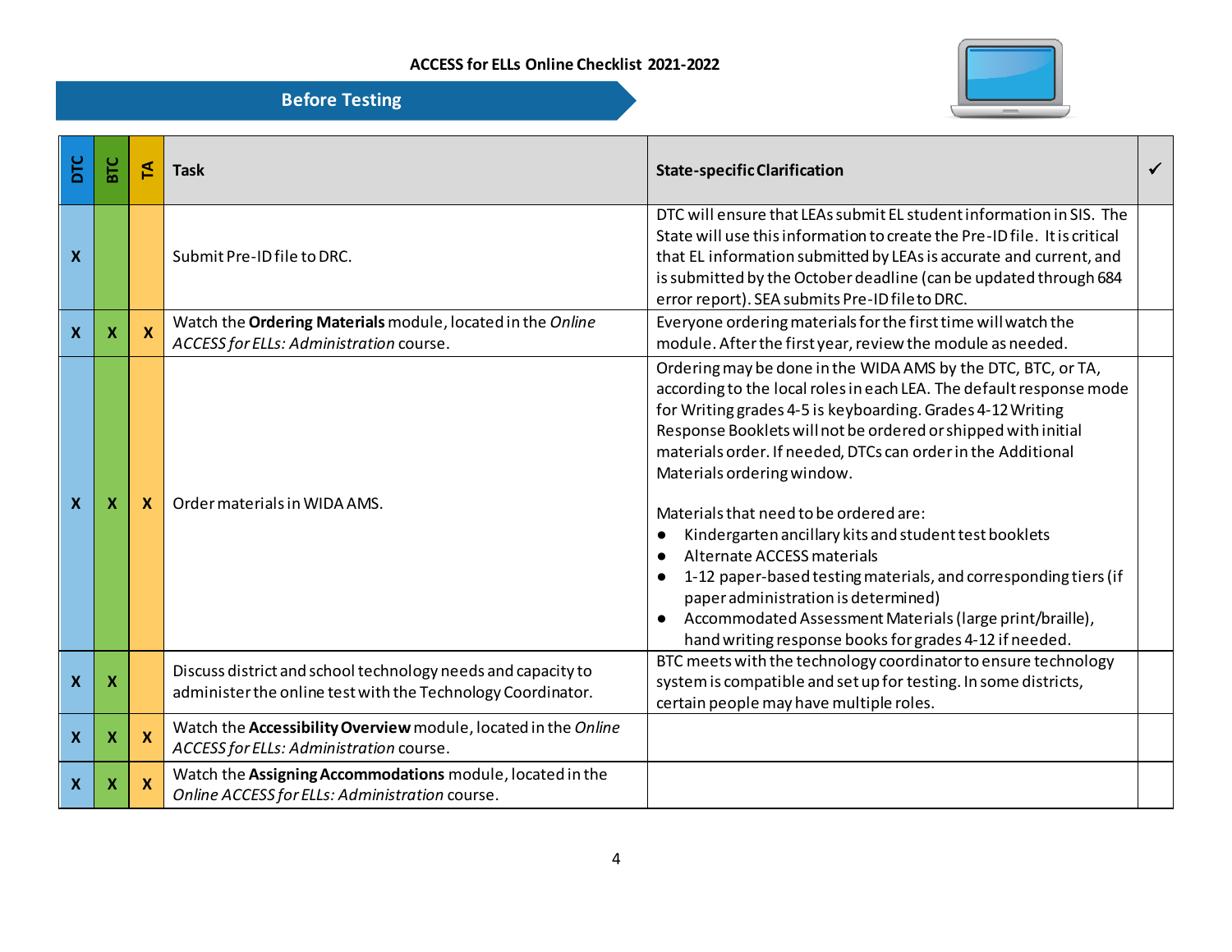ACCESS for ELLs Online Checklist 2021-2022

## Before Testing

| DTC | BTC | TA | Task | State-specific Clarification | ✓ |
|---|---|---|---|---|---|
| X | | | Submit Pre-ID file to DRC. | DTC will ensure that LEAs submit EL student information in SIS. The State will use this information to create the Pre-ID file. It is critical that EL information submitted by LEAs is accurate and current, and is submitted by the October deadline (can be updated through 684 error report). SEA submits Pre-ID file to DRC. | |
| X | X | X | Watch the **Ordering Materials** module, located in the *Online ACCESS for ELLs: Administration* course. | Everyone ordering materials for the first time will watch the module. After the first year, review the module as needed. | |
| X | X | X | Order materials in WIDA AMS. | Ordering may be done in the WIDA AMS by the DTC, BTC, or TA, according to the local roles in each LEA. The default response mode for Writing grades 4-5 is keyboarding. Grades 4-12 Writing Response Booklets will not be ordered or shipped with initial materials order. If needed, DTCs can order in the Additional Materials ordering window.<br><br>Materials that need to be ordered are:<br>● Kindergarten ancillary kits and student test booklets<br>● Alternate ACCESS materials<br>● 1-12 paper-based testing materials, and corresponding tiers (if paper administration is determined)<br>● Accommodated Assessment Materials (large print/braille), hand writing response books for grades 4-12 if needed. | |
| X | X | | Discuss district and school technology needs and capacity to administer the online test with the Technology Coordinator. | BTC meets with the technology coordinator to ensure technology system is compatible and set up for testing. In some districts, certain people may have multiple roles. | |
| X | X | X | Watch the **Accessibility Overview** module, located in the *Online ACCESS for ELLs: Administration* course. | | |
| X | X | X | Watch the **Assigning Accommodations** module, located in the *Online ACCESS for ELLs: Administration* course. | | |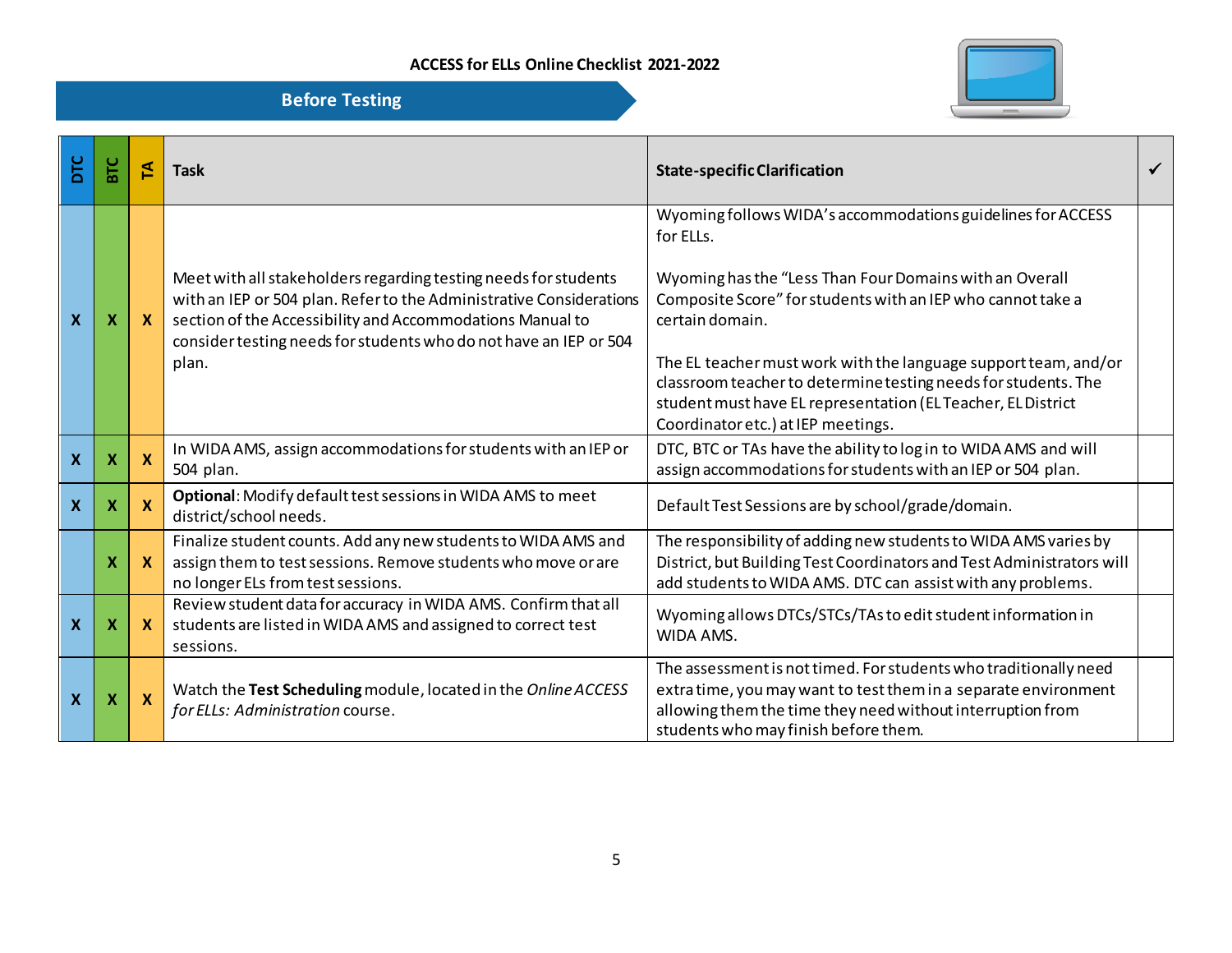ACCESS for ELLs Online Checklist 2021-2022

## Before Testing

| DTC | BTC | TA | Task | State-specific Clarification | ✓ |
|---|---|---|---|---|---|
| X | X | X | Meet with all stakeholders regarding testing needs for students with an IEP or 504 plan. Refer to the Administrative Considerations section of the Accessibility and Accommodations Manual to consider testing needs for students who do not have an IEP or 504 plan. | Wyoming follows WIDA's accommodations guidelines for ACCESS for ELLs.<br><br>Wyoming has the "Less Than Four Domains with an Overall Composite Score" for students with an IEP who cannot take a certain domain.<br><br>The EL teacher must work with the language support team, and/or classroom teacher to determine testing needs for students. The student must have EL representation (EL Teacher, EL District Coordinator etc.) at IEP meetings. | |
| X | X | X | In WIDA AMS, assign accommodations for students with an IEP or 504 plan. | DTC, BTC or TAs have the ability to log in to WIDA AMS and will assign accommodations for students with an IEP or 504 plan. | |
| X | X | X | **Optional**: Modify default test sessions in WIDA AMS to meet district/school needs. | Default Test Sessions are by school/grade/domain. | |
| | X | X | Finalize student counts. Add any new students to WIDA AMS and assign them to test sessions. Remove students who move or are no longer ELs from test sessions. | The responsibility of adding new students to WIDA AMS varies by District, but Building Test Coordinators and Test Administrators will add students to WIDA AMS. DTC can assist with any problems. | |
| X | X | X | Review student data for accuracy in WIDA AMS. Confirm that all students are listed in WIDA AMS and assigned to correct test sessions. | Wyoming allows DTCs/STCs/TAs to edit student information in WIDA AMS. | |
| X | X | X | Watch the **Test Scheduling** module, located in the *Online ACCESS for ELLs: Administration* course. | The assessment is not timed. For students who traditionally need extra time, you may want to test them in a separate environment allowing them the time they need without interruption from students who may finish before them. | |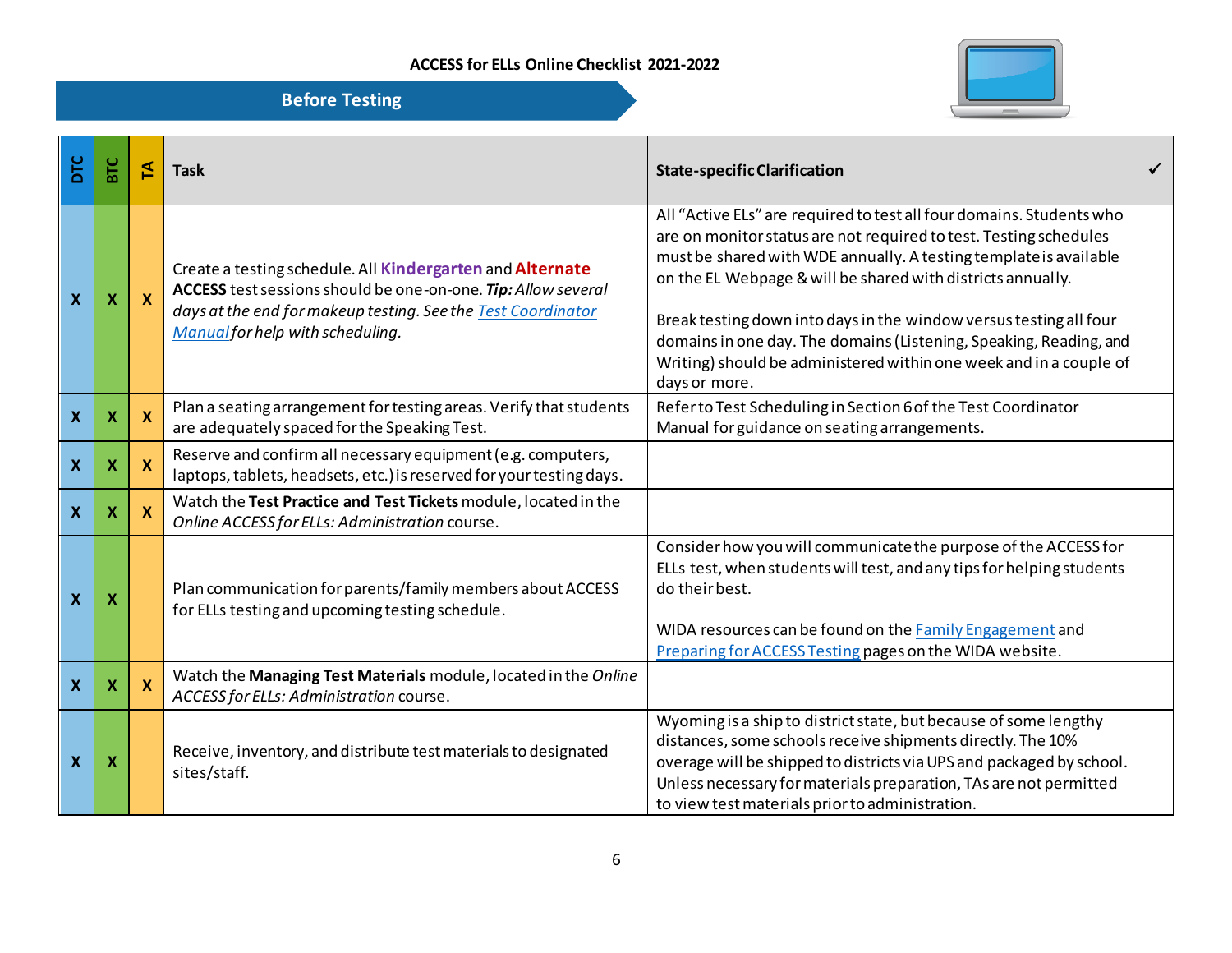# ACCESS for ELLs Online Checklist 2021-2022

## Before Testing

| DTC | BTC | TA | Task | State-specific Clarification | ✓ |
|---|---|---|---|---|---|
| X | X | X | Create a testing schedule. All **Kindergarten** and **Alternate ACCESS** test sessions should be one-on-one. ***Tip:*** *Allow several days at the end for makeup testing. See the [Test Coordinator Manual](#) for help with scheduling.* | All "Active ELs" are required to test all four domains. Students who are on monitor status are not required to test. Testing schedules must be shared with WDE annually. A testing template is available on the EL Webpage & will be shared with districts annually.<br><br>Break testing down into days in the window versus testing all four domains in one day. The domains (Listening, Speaking, Reading, and Writing) should be administered within one week and in a couple of days or more. | |
| X | X | X | Plan a seating arrangement for testing areas. Verify that students are adequately spaced for the Speaking Test. | Refer to Test Scheduling in Section 6 of the Test Coordinator Manual for guidance on seating arrangements. | |
| X | X | X | Reserve and confirm all necessary equipment (e.g. computers, laptops, tablets, headsets, etc.) is reserved for your testing days. | | |
| X | X | X | Watch the **Test Practice and Test Tickets** module, located in the *Online ACCESS for ELLs: Administration* course. | | |
| X | X | | Plan communication for parents/family members about ACCESS for ELLs testing and upcoming testing schedule. | Consider how you will communicate the purpose of the ACCESS for ELLs test, when students will test, and any tips for helping students do their best.<br><br>WIDA resources can be found on the [Family Engagement](#) and [Preparing for ACCESS Testing](#) pages on the WIDA website. | |
| X | X | X | Watch the **Managing Test Materials** module, located in the *Online ACCESS for ELLs: Administration* course. | | |
| X | X | | Receive, inventory, and distribute test materials to designated sites/staff. | Wyoming is a ship to district state, but because of some lengthy distances, some schools receive shipments directly. The 10% overage will be shipped to districts via UPS and packaged by school. Unless necessary for materials preparation, TAs are not permitted to view test materials prior to administration. | |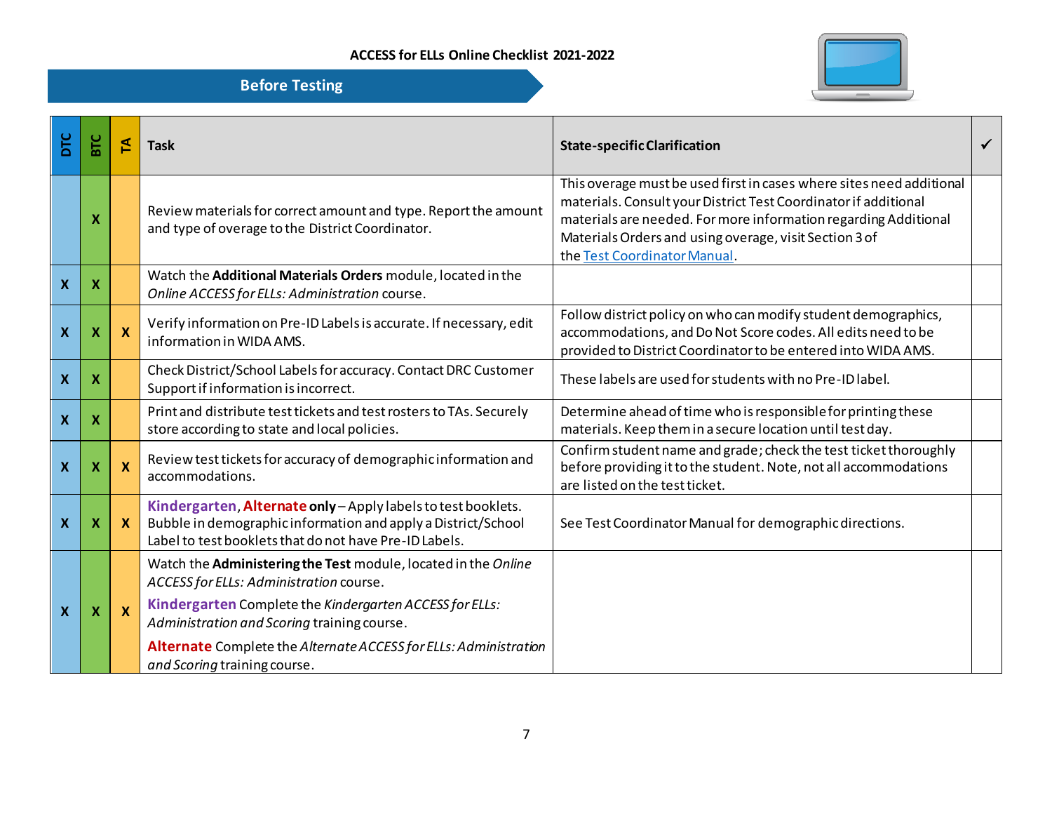ACCESS for ELLs Online Checklist 2021-2022

## Before Testing

| DTC | BTC | TA | Task | State-specific Clarification | ✓ |
|---|---|---|---|---|---|
| | X | | Review materials for correct amount and type. Report the amount and type of overage to the District Coordinator. | This overage must be used first in cases where sites need additional materials. Consult your District Test Coordinator if additional materials are needed. For more information regarding Additional Materials Orders and using overage, visit Section 3 of the Test Coordinator Manual. | |
| X | X | | Watch the **Additional Materials Orders** module, located in the *Online ACCESS for ELLs: Administration* course. | | |
| X | X | X | Verify information on Pre-ID Labels is accurate. If necessary, edit information in WIDA AMS. | Follow district policy on who can modify student demographics, accommodations, and Do Not Score codes. All edits need to be provided to District Coordinator to be entered into WIDA AMS. | |
| X | X | | Check District/School Labels for accuracy. Contact DRC Customer Support if information is incorrect. | These labels are used for students with no Pre-ID label. | |
| X | X | | Print and distribute test tickets and test rosters to TAs. Securely store according to state and local policies. | Determine ahead of time who is responsible for printing these materials. Keep them in a secure location until test day. | |
| X | X | X | Review test tickets for accuracy of demographic information and accommodations. | Confirm student name and grade; check the test ticket thoroughly before providing it to the student. Note, not all accommodations are listed on the test ticket. | |
| X | X | X | **Kindergarten**, **Alternate only** – Apply labels to test booklets. Bubble in demographic information and apply a District/School Label to test booklets that do not have Pre-ID Labels. | See Test Coordinator Manual for demographic directions. | |
| X | X | X | Watch the **Administering the Test** module, located in the *Online ACCESS for ELLs: Administration* course.<br><br>**Kindergarten** Complete the *Kindergarten ACCESS for ELLs: Administration and Scoring* training course.<br><br>**Alternate** Complete the *Alternate ACCESS for ELLs: Administration and Scoring* training course. | | |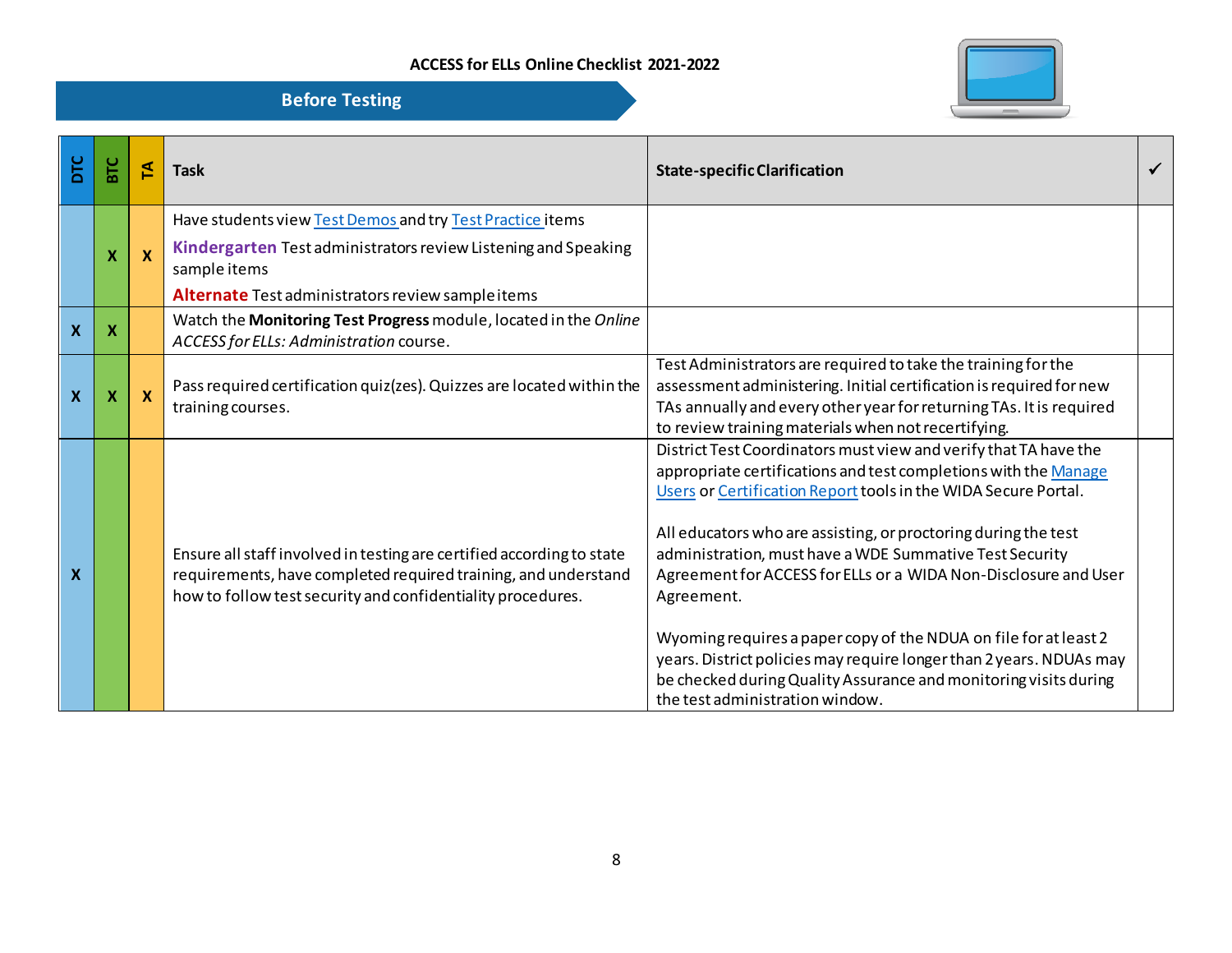**ACCESS for ELLs Online Checklist 2021-2022**

## Before Testing

| DTC | BTC | TA | Task | State-specific Clarification | ✓ |
|---|---|---|---|---|---|
| | X | X | Have students view Test Demos and try Test Practice items<br><br>**Kindergarten** Test administrators review Listening and Speaking sample items<br><br>**Alternate** Test administrators review sample items | | |
| X | X | | Watch the **Monitoring Test Progress** module, located in the *Online ACCESS for ELLs: Administration* course. | | |
| X | X | X | Pass required certification quiz(zes). Quizzes are located within the training courses. | Test Administrators are required to take the training for the assessment administering. Initial certification is required for new TAs annually and every other year for returning TAs. It is required to review training materials when not recertifying. | |
| X | | | Ensure all staff involved in testing are certified according to state requirements, have completed required training, and understand how to follow test security and confidentiality procedures. | District Test Coordinators must view and verify that TA have the appropriate certifications and test completions with the Manage Users or Certification Report tools in the WIDA Secure Portal.<br><br>All educators who are assisting, or proctoring during the test administration, must have a WDE Summative Test Security Agreement for ACCESS for ELLs or a WIDA Non-Disclosure and User Agreement.<br><br>Wyoming requires a paper copy of the NDUA on file for at least 2 years. District policies may require longer than 2 years. NDUAs may be checked during Quality Assurance and monitoring visits during the test administration window. | |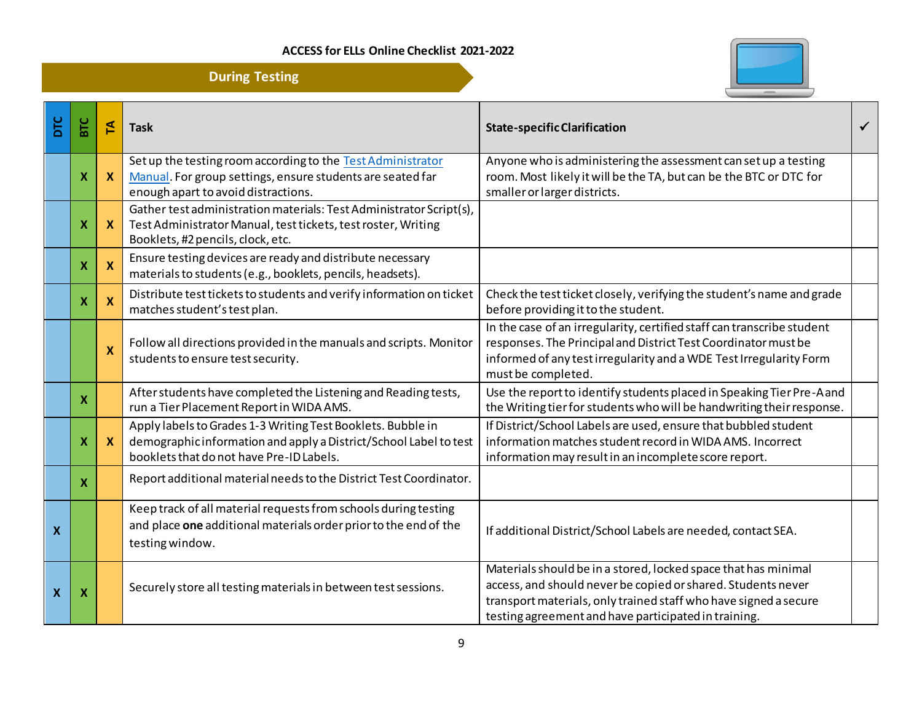**ACCESS for ELLs Online Checklist 2021-2022**

## During Testing

| DTC | BTC | TA | Task | State-specific Clarification | ✓ |
|---|---|---|---|---|---|
| | X | X | Set up the testing room according to the Test Administrator Manual. For group settings, ensure students are seated far enough apart to avoid distractions. | Anyone who is administering the assessment can set up a testing room. Most likely it will be the TA, but can be the BTC or DTC for smaller or larger districts. | |
| | X | X | Gather test administration materials: Test Administrator Script(s), Test Administrator Manual, test tickets, test roster, Writing Booklets, #2 pencils, clock, etc. | | |
| | X | X | Ensure testing devices are ready and distribute necessary materials to students (e.g., booklets, pencils, headsets). | | |
| | X | X | Distribute test tickets to students and verify information on ticket matches student's test plan. | Check the test ticket closely, verifying the student's name and grade before providing it to the student. | |
| | | X | Follow all directions provided in the manuals and scripts. Monitor students to ensure test security. | In the case of an irregularity, certified staff can transcribe student responses. The Principal and District Test Coordinator must be informed of any test irregularity and a WDE Test Irregularity Form must be completed. | |
| | X | | After students have completed the Listening and Reading tests, run a Tier Placement Report in WIDA AMS. | Use the report to identify students placed in Speaking Tier Pre-A and the Writing tier for students who will be handwriting their response. | |
| | X | X | Apply labels to Grades 1-3 Writing Test Booklets. Bubble in demographic information and apply a District/School Label to test booklets that do not have Pre-ID Labels. | If District/School Labels are used, ensure that bubbled student information matches student record in WIDA AMS. Incorrect information may result in an incomplete score report. | |
| | X | | Report additional material needs to the District Test Coordinator. | | |
| X | | | Keep track of all material requests from schools during testing and place **one** additional materials order prior to the end of the testing window. | If additional District/School Labels are needed, contact SEA. | |
| X | X | | Securely store all testing materials in between test sessions. | Materials should be in a stored, locked space that has minimal access, and should never be copied or shared. Students never transport materials, only trained staff who have signed a secure testing agreement and have participated in training. | |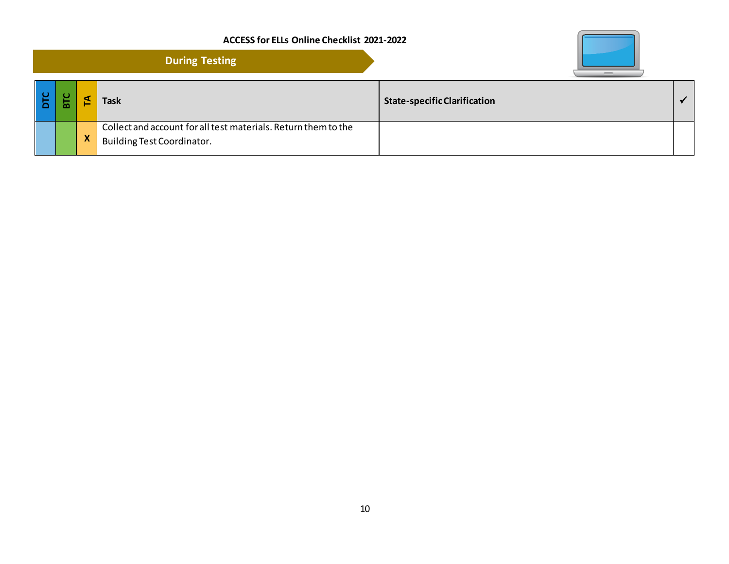## During Testing

| DTC | BTC | TA | Task | State-specific Clarification | ✓ |
|---|---|---|---|---|---|
| | | X | Collect and account for all test materials. Return them to the Building Test Coordinator. | | |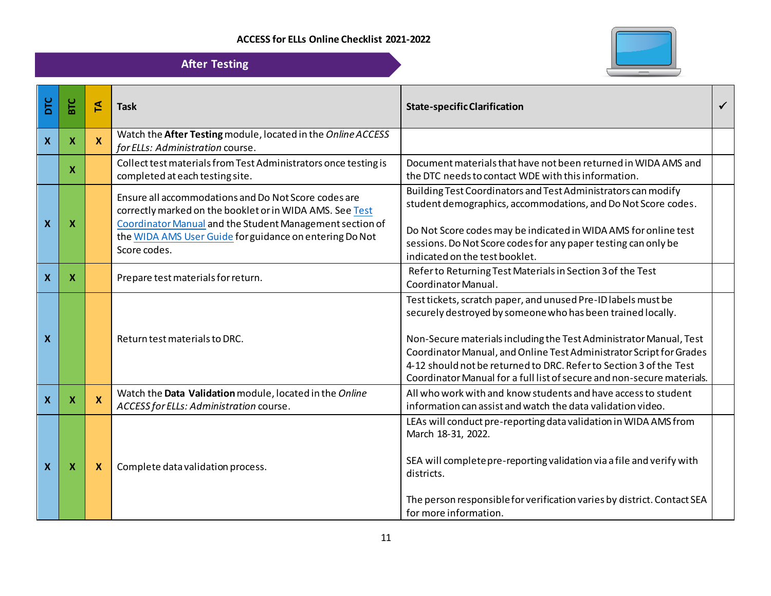ACCESS for ELLs Online Checklist 2021-2022

## After Testing

| DTC | BTC | TA | Task | State-specific Clarification | ✓ |
|---|---|---|---|---|---|
| X | X | X | Watch the **After Testing** module, located in the *Online ACCESS for ELLs: Administration* course. | | |
| | X | | Collect test materials from Test Administrators once testing is completed at each testing site. | Document materials that have not been returned in WIDA AMS and the DTC needs to contact WDE with this information. | |
| X | X | | Ensure all accommodations and Do Not Score codes are correctly marked on the booklet or in WIDA AMS. See Test Coordinator Manual and the Student Management section of the WIDA AMS User Guide for guidance on entering Do Not Score codes. | Building Test Coordinators and Test Administrators can modify student demographics, accommodations, and Do Not Score codes.<br><br>Do Not Score codes may be indicated in WIDA AMS for online test sessions. Do Not Score codes for any paper testing can only be indicated on the test booklet. | |
| X | X | | Prepare test materials for return. | Refer to Returning Test Materials in Section 3 of the Test Coordinator Manual. | |
| X | | | Return test materials to DRC. | Test tickets, scratch paper, and unused Pre-ID labels must be securely destroyed by someone who has been trained locally.<br><br>Non-Secure materials including the Test Administrator Manual, Test Coordinator Manual, and Online Test Administrator Script for Grades 4-12 should not be returned to DRC. Refer to Section 3 of the Test Coordinator Manual for a full list of secure and non-secure materials. | |
| X | X | X | Watch the **Data Validation** module, located in the *Online ACCESS for ELLs: Administration* course. | All who work with and know students and have access to student information can assist and watch the data validation video. | |
| X | X | X | Complete data validation process. | LEAs will conduct pre-reporting data validation in WIDA AMS from March 18-31, 2022.<br><br>SEA will complete pre-reporting validation via a file and verify with districts.<br><br>The person responsible for verification varies by district. Contact SEA for more information. | |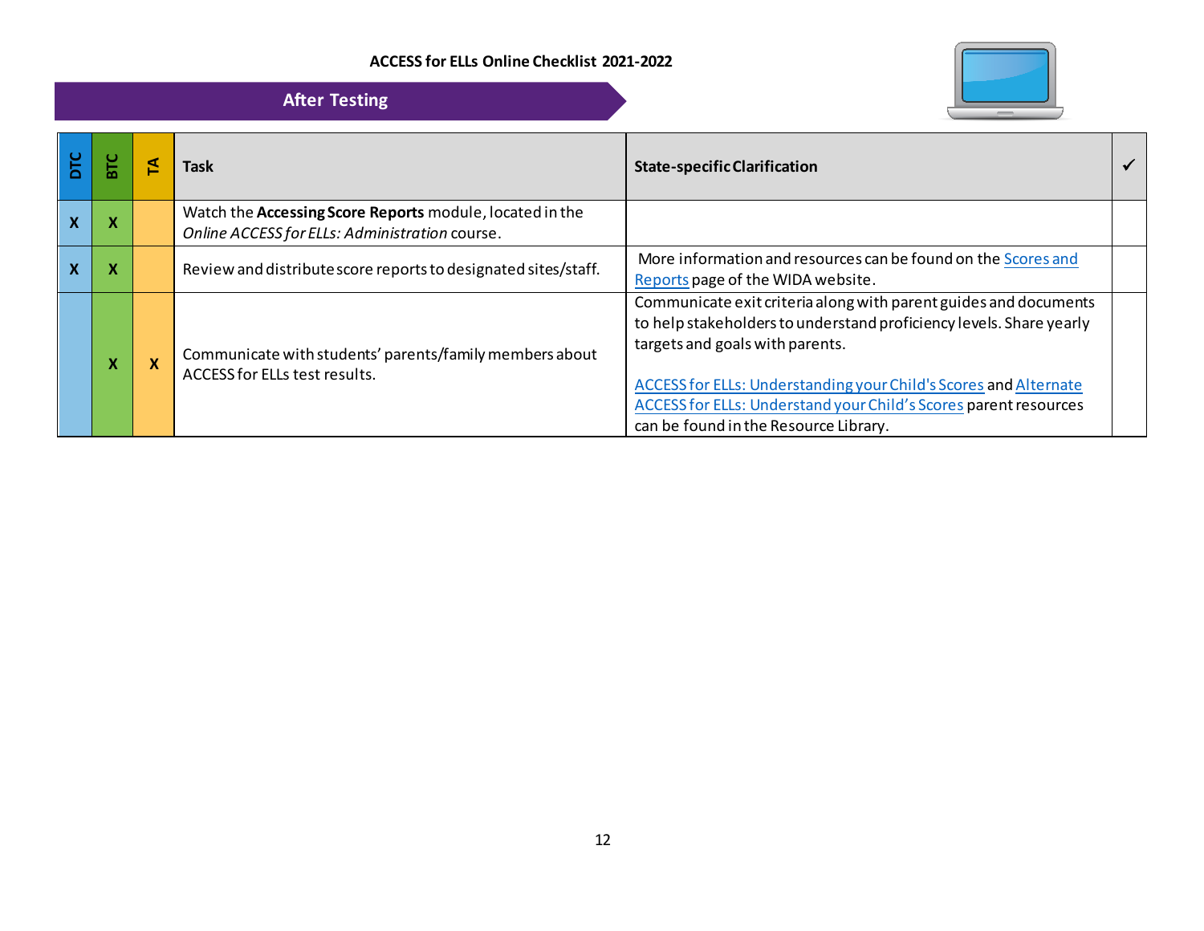ACCESS for ELLs Online Checklist 2021-2022

## After Testing

| DTC | BTC | TA | Task | State-specific Clarification | ✓ |
|---|---|---|---|---|---|
| X | X | | Watch the **Accessing Score Reports** module, located in the *Online ACCESS for ELLs: Administration* course. | | |
| X | X | | Review and distribute score reports to designated sites/staff. | More information and resources can be found on the Scores and Reports page of the WIDA website. | |
| | X | X | Communicate with students' parents/family members about ACCESS for ELLs test results. | Communicate exit criteria along with parent guides and documents to help stakeholders to understand proficiency levels. Share yearly targets and goals with parents.<br><br>ACCESS for ELLs: Understanding your Child's Scores and Alternate ACCESS for ELLs: Understand your Child's Scores parent resources can be found in the Resource Library. | |